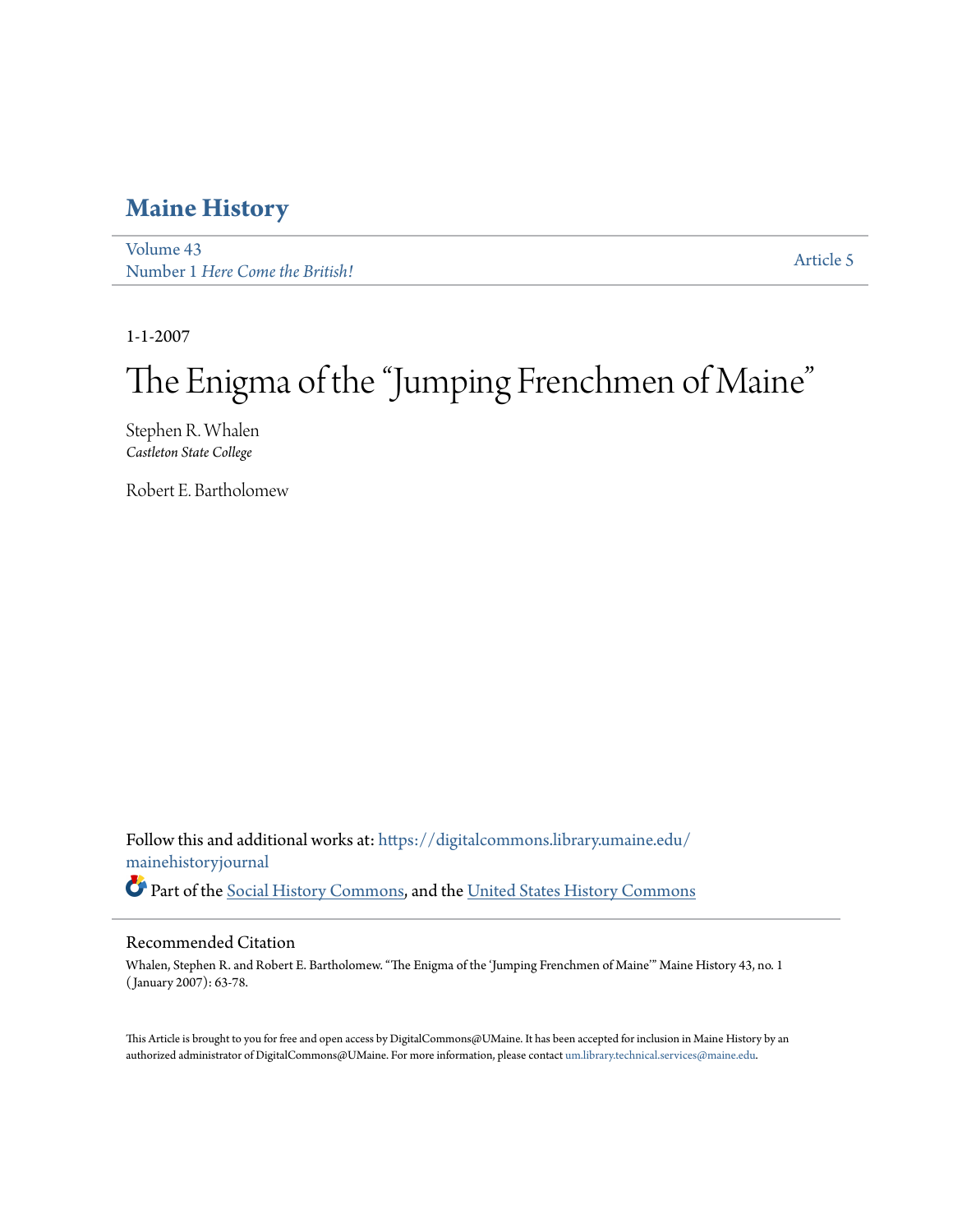# Maine History

Volume 43
Number 1 *Here Come the British!*

Article 5

1-1-2007

# The Enigma of the "Jumping Frenchmen of Maine"

Stephen R. Whalen
*Castleton State College*

Robert E. Bartholomew

Follow this and additional works at: https://digitalcommons.library.umaine.edu/mainehistoryjournal

Part of the Social History Commons, and the United States History Commons

## Recommended Citation

Whalen, Stephen R. and Robert E. Bartholomew. "The Enigma of the 'Jumping Frenchmen of Maine'" Maine History 43, no. 1 (January 2007): 63-78.

This Article is brought to you for free and open access by DigitalCommons@UMaine. It has been accepted for inclusion in Maine History by an authorized administrator of DigitalCommons@UMaine. For more information, please contact um.library.technical.services@maine.edu.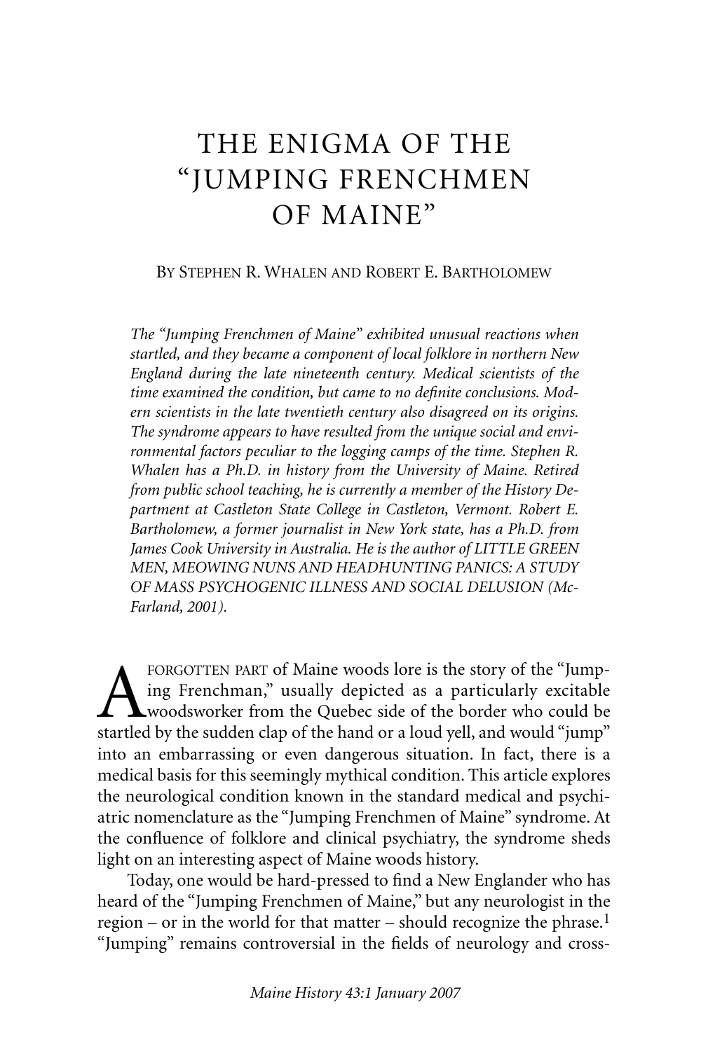# THE ENIGMA OF THE "JUMPING FRENCHMEN OF MAINE"

By Stephen R. Whalen and Robert E. Bartholomew

*The "Jumping Frenchmen of Maine" exhibited unusual reactions when startled, and they became a component of local folklore in northern New England during the late nineteenth century. Medical scientists of the time examined the condition, but came to no definite conclusions. Modern scientists in the late twentieth century also disagreed on its origins. The syndrome appears to have resulted from the unique social and environmental factors peculiar to the logging camps of the time. Stephen R. Whalen has a Ph.D. in history from the University of Maine. Retired from public school teaching, he is currently a member of the History Department at Castleton State College in Castleton, Vermont. Robert E. Bartholomew, a former journalist in New York state, has a Ph.D. from James Cook University in Australia. He is the author of LITTLE GREEN MEN, MEOWING NUNS AND HEADHUNTING PANICS: A STUDY OF MASS PSYCHOGENIC ILLNESS AND SOCIAL DELUSION (McFarland, 2001).*

A forgotten part of Maine woods lore is the story of the "Jumping Frenchman," usually depicted as a particularly excitable woodsworker from the Quebec side of the border who could be startled by the sudden clap of the hand or a loud yell, and would "jump" into an embarrassing or even dangerous situation. In fact, there is a medical basis for this seemingly mythical condition. This article explores the neurological condition known in the standard medical and psychiatric nomenclature as the "Jumping Frenchmen of Maine" syndrome. At the confluence of folklore and clinical psychiatry, the syndrome sheds light on an interesting aspect of Maine woods history.

Today, one would be hard-pressed to find a New Englander who has heard of the "Jumping Frenchmen of Maine," but any neurologist in the region – or in the world for that matter – should recognize the phrase.[1] "Jumping" remains controversial in the fields of neurology and cross-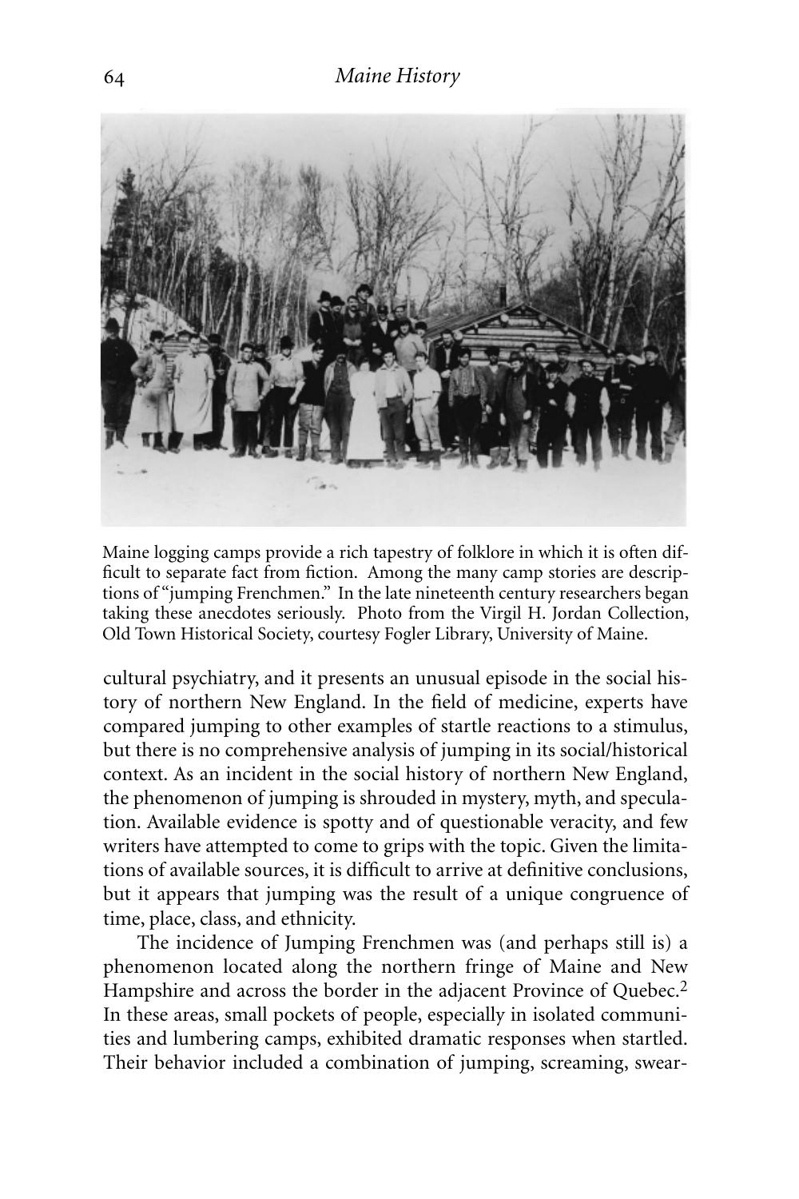Maine logging camps provide a rich tapestry of folklore in which it is often difficult to separate fact from fiction. Among the many camp stories are descriptions of "jumping Frenchmen." In the late nineteenth century researchers began taking these anecdotes seriously. Photo from the Virgil H. Jordan Collection, Old Town Historical Society, courtesy Fogler Library, University of Maine.

cultural psychiatry, and it presents an unusual episode in the social history of northern New England. In the field of medicine, experts have compared jumping to other examples of startle reactions to a stimulus, but there is no comprehensive analysis of jumping in its social/historical context. As an incident in the social history of northern New England, the phenomenon of jumping is shrouded in mystery, myth, and speculation. Available evidence is spotty and of questionable veracity, and few writers have attempted to come to grips with the topic. Given the limitations of available sources, it is difficult to arrive at definitive conclusions, but it appears that jumping was the result of a unique congruence of time, place, class, and ethnicity.

The incidence of Jumping Frenchmen was (and perhaps still is) a phenomenon located along the northern fringe of Maine and New Hampshire and across the border in the adjacent Province of Quebec.[2] In these areas, small pockets of people, especially in isolated communities and lumbering camps, exhibited dramatic responses when startled. Their behavior included a combination of jumping, screaming, swear-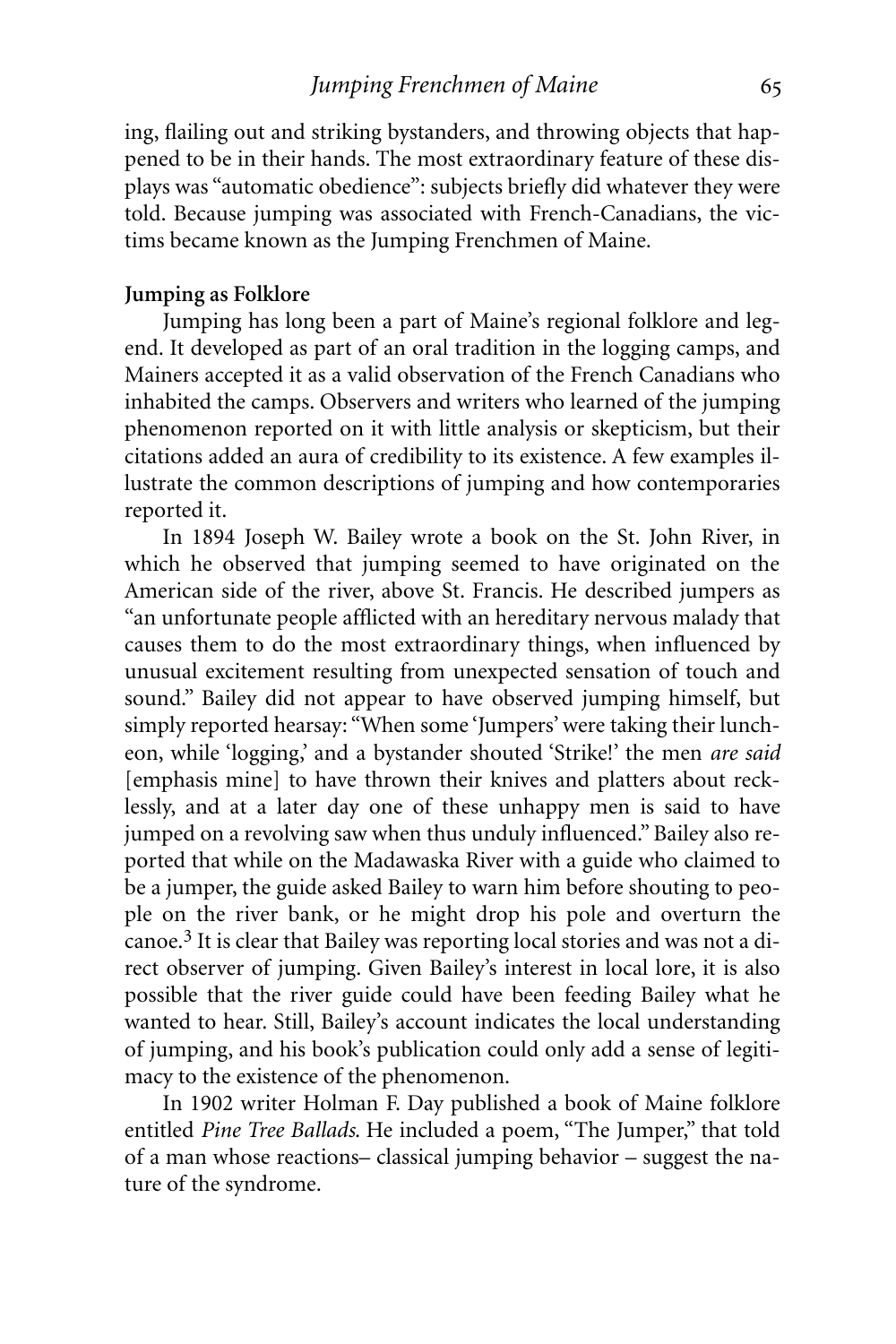ing, flailing out and striking bystanders, and throwing objects that happened to be in their hands. The most extraordinary feature of these displays was "automatic obedience": subjects briefly did whatever they were told. Because jumping was associated with French-Canadians, the victims became known as the Jumping Frenchmen of Maine.

**Jumping as Folklore**

Jumping has long been a part of Maine's regional folklore and legend. It developed as part of an oral tradition in the logging camps, and Mainers accepted it as a valid observation of the French Canadians who inhabited the camps. Observers and writers who learned of the jumping phenomenon reported on it with little analysis or skepticism, but their citations added an aura of credibility to its existence. A few examples illustrate the common descriptions of jumping and how contemporaries reported it.

In 1894 Joseph W. Bailey wrote a book on the St. John River, in which he observed that jumping seemed to have originated on the American side of the river, above St. Francis. He described jumpers as "an unfortunate people afflicted with an hereditary nervous malady that causes them to do the most extraordinary things, when influenced by unusual excitement resulting from unexpected sensation of touch and sound." Bailey did not appear to have observed jumping himself, but simply reported hearsay: "When some 'Jumpers' were taking their luncheon, while 'logging,' and a bystander shouted 'Strike!' the men *are said* [emphasis mine] to have thrown their knives and platters about recklessly, and at a later day one of these unhappy men is said to have jumped on a revolving saw when thus unduly influenced." Bailey also reported that while on the Madawaska River with a guide who claimed to be a jumper, the guide asked Bailey to warn him before shouting to people on the river bank, or he might drop his pole and overturn the canoe.[3] It is clear that Bailey was reporting local stories and was not a direct observer of jumping. Given Bailey's interest in local lore, it is also possible that the river guide could have been feeding Bailey what he wanted to hear. Still, Bailey's account indicates the local understanding of jumping, and his book's publication could only add a sense of legitimacy to the existence of the phenomenon.

In 1902 writer Holman F. Day published a book of Maine folklore entitled *Pine Tree Ballads.* He included a poem, "The Jumper," that told of a man whose reactions– classical jumping behavior – suggest the nature of the syndrome.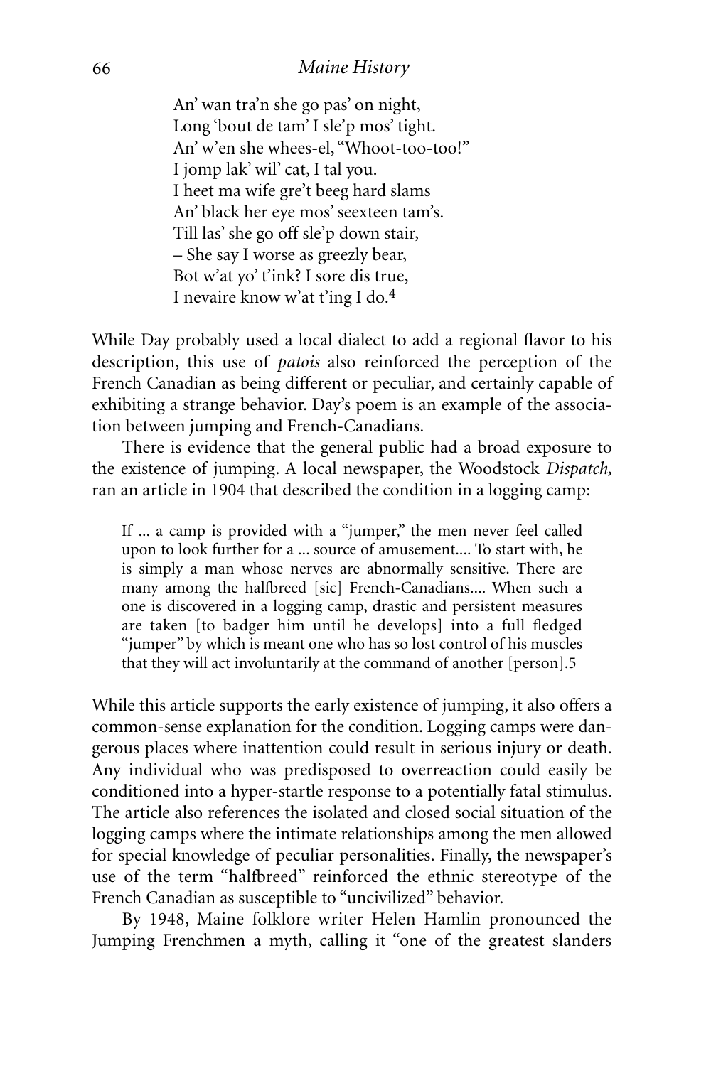An' wan tra'n she go pas' on night,
Long 'bout de tam' I sle'p mos' tight.
An' w'en she whees-el, "Whoot-too-too!"
I jomp lak' wil' cat, I tal you.
I heet ma wife gre't beeg hard slams
An' black her eye mos' seexteen tam's.
Till las' she go off sle'p down stair,
– She say I worse as greezly bear,
Bot w'at yo' t'ink? I sore dis true,
I nevaire know w'at t'ing I do.[4]

While Day probably used a local dialect to add a regional flavor to his description, this use of *patois* also reinforced the perception of the French Canadian as being different or peculiar, and certainly capable of exhibiting a strange behavior. Day's poem is an example of the association between jumping and French-Canadians.

There is evidence that the general public had a broad exposure to the existence of jumping. A local newspaper, the Woodstock *Dispatch,* ran an article in 1904 that described the condition in a logging camp:

> If ... a camp is provided with a "jumper," the men never feel called upon to look further for a ... source of amusement.... To start with, he is simply a man whose nerves are abnormally sensitive. There are many among the halfbreed [sic] French-Canadians.... When such a one is discovered in a logging camp, drastic and persistent measures are taken [to badger him until he develops] into a full fledged "jumper" by which is meant one who has so lost control of his muscles that they will act involuntarily at the command of another [person].5

While this article supports the early existence of jumping, it also offers a common-sense explanation for the condition. Logging camps were dangerous places where inattention could result in serious injury or death. Any individual who was predisposed to overreaction could easily be conditioned into a hyper-startle response to a potentially fatal stimulus. The article also references the isolated and closed social situation of the logging camps where the intimate relationships among the men allowed for special knowledge of peculiar personalities. Finally, the newspaper's use of the term "halfbreed" reinforced the ethnic stereotype of the French Canadian as susceptible to "uncivilized" behavior.

By 1948, Maine folklore writer Helen Hamlin pronounced the Jumping Frenchmen a myth, calling it "one of the greatest slanders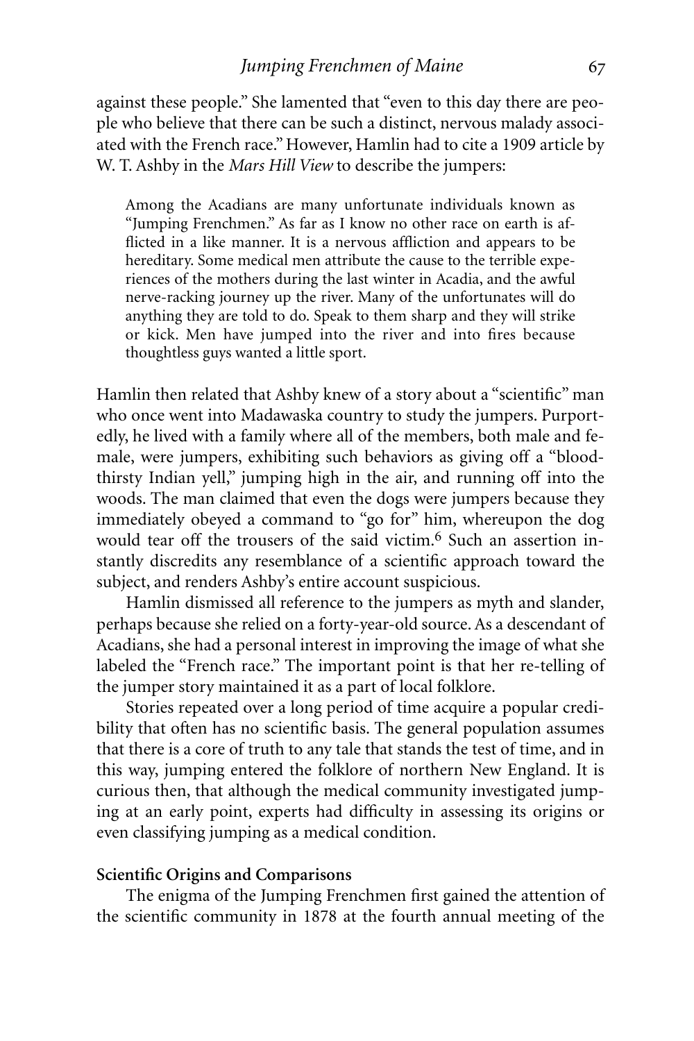against these people." She lamented that "even to this day there are people who believe that there can be such a distinct, nervous malady associated with the French race." However, Hamlin had to cite a 1909 article by W. T. Ashby in the *Mars Hill View* to describe the jumpers:

> Among the Acadians are many unfortunate individuals known as "Jumping Frenchmen." As far as I know no other race on earth is afflicted in a like manner. It is a nervous affliction and appears to be hereditary. Some medical men attribute the cause to the terrible experiences of the mothers during the last winter in Acadia, and the awful nerve-racking journey up the river. Many of the unfortunates will do anything they are told to do. Speak to them sharp and they will strike or kick. Men have jumped into the river and into fires because thoughtless guys wanted a little sport.

Hamlin then related that Ashby knew of a story about a "scientific" man who once went into Madawaska country to study the jumpers. Purportedly, he lived with a family where all of the members, both male and female, were jumpers, exhibiting such behaviors as giving off a "bloodthirsty Indian yell," jumping high in the air, and running off into the woods. The man claimed that even the dogs were jumpers because they immediately obeyed a command to "go for" him, whereupon the dog would tear off the trousers of the said victim.[6] Such an assertion instantly discredits any resemblance of a scientific approach toward the subject, and renders Ashby's entire account suspicious.

Hamlin dismissed all reference to the jumpers as myth and slander, perhaps because she relied on a forty-year-old source. As a descendant of Acadians, she had a personal interest in improving the image of what she labeled the "French race." The important point is that her re-telling of the jumper story maintained it as a part of local folklore.

Stories repeated over a long period of time acquire a popular credibility that often has no scientific basis. The general population assumes that there is a core of truth to any tale that stands the test of time, and in this way, jumping entered the folklore of northern New England. It is curious then, that although the medical community investigated jumping at an early point, experts had difficulty in assessing its origins or even classifying jumping as a medical condition.

### Scientific Origins and Comparisons

The enigma of the Jumping Frenchmen first gained the attention of the scientific community in 1878 at the fourth annual meeting of the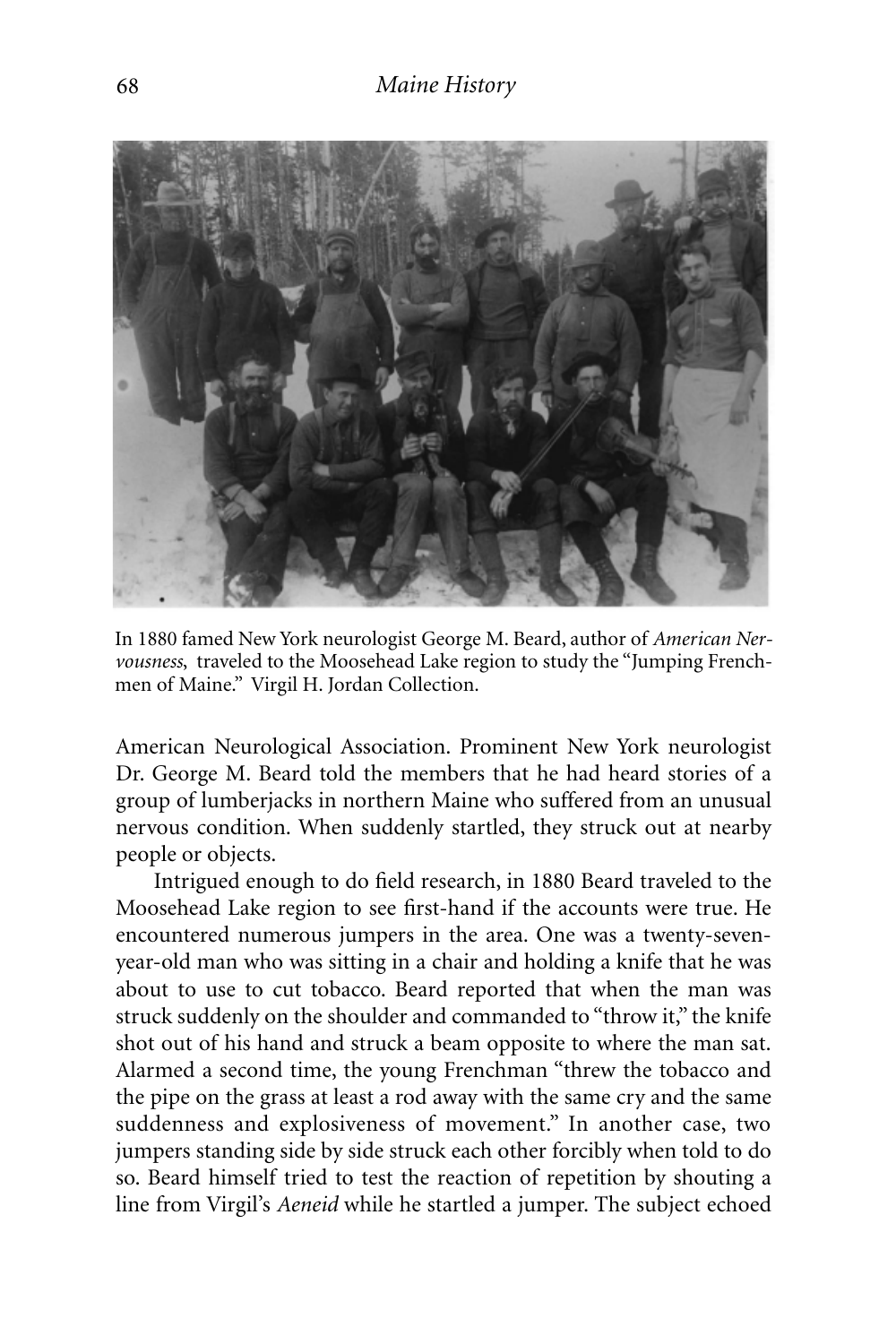In 1880 famed New York neurologist George M. Beard, author of *American Nervousness*, traveled to the Moosehead Lake region to study the "Jumping Frenchmen of Maine." Virgil H. Jordan Collection.

American Neurological Association. Prominent New York neurologist Dr. George M. Beard told the members that he had heard stories of a group of lumberjacks in northern Maine who suffered from an unusual nervous condition. When suddenly startled, they struck out at nearby people or objects.

Intrigued enough to do field research, in 1880 Beard traveled to the Moosehead Lake region to see first-hand if the accounts were true. He encountered numerous jumpers in the area. One was a twenty-seven-year-old man who was sitting in a chair and holding a knife that he was about to use to cut tobacco. Beard reported that when the man was struck suddenly on the shoulder and commanded to "throw it," the knife shot out of his hand and struck a beam opposite to where the man sat. Alarmed a second time, the young Frenchman "threw the tobacco and the pipe on the grass at least a rod away with the same cry and the same suddenness and explosiveness of movement." In another case, two jumpers standing side by side struck each other forcibly when told to do so. Beard himself tried to test the reaction of repetition by shouting a line from Virgil's *Aeneid* while he startled a jumper. The subject echoed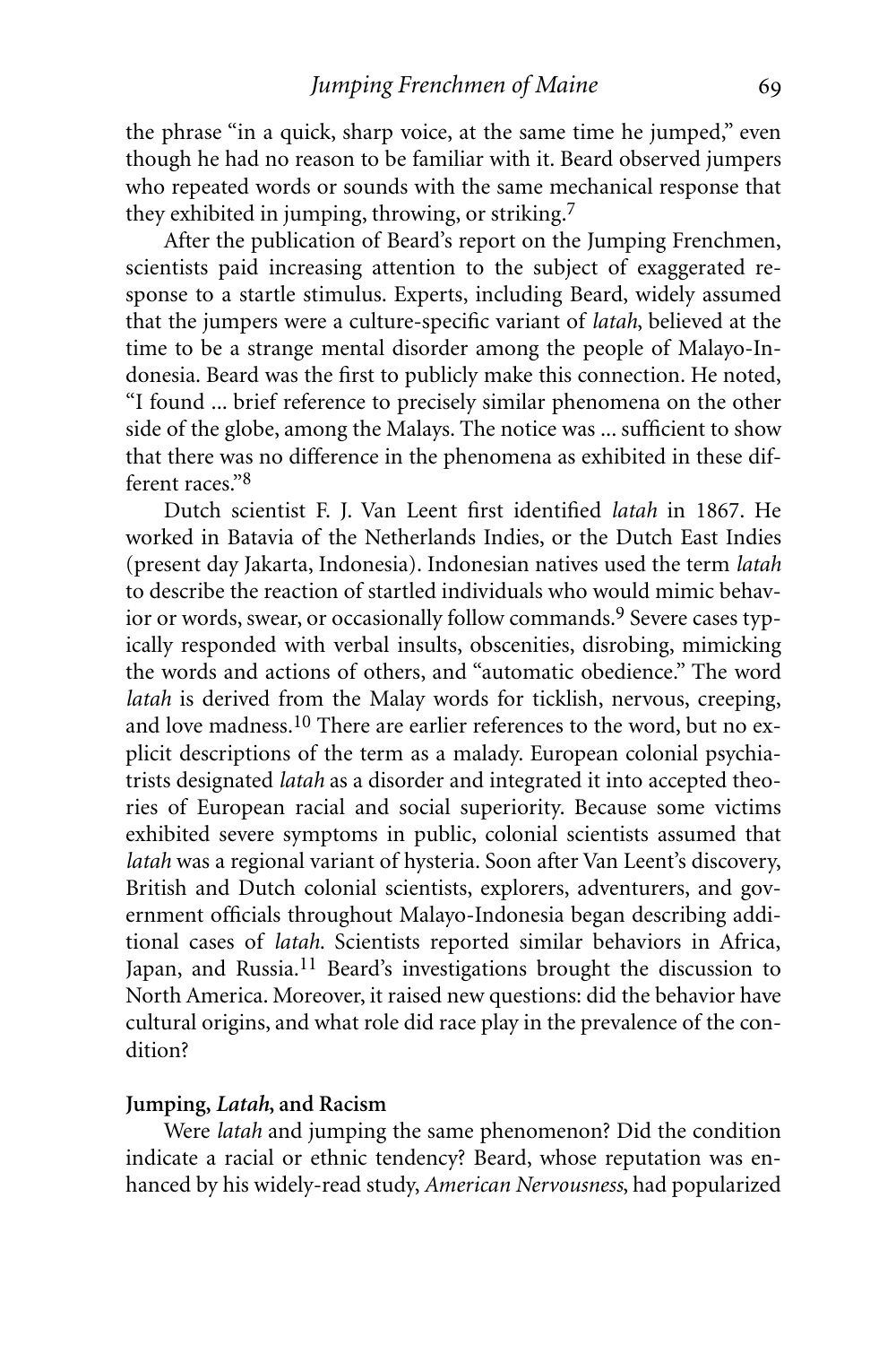the phrase "in a quick, sharp voice, at the same time he jumped," even though he had no reason to be familiar with it. Beard observed jumpers who repeated words or sounds with the same mechanical response that they exhibited in jumping, throwing, or striking.[7]

After the publication of Beard's report on the Jumping Frenchmen, scientists paid increasing attention to the subject of exaggerated response to a startle stimulus. Experts, including Beard, widely assumed that the jumpers were a culture-specific variant of *latah*, believed at the time to be a strange mental disorder among the people of Malayo-Indonesia. Beard was the first to publicly make this connection. He noted, "I found ... brief reference to precisely similar phenomena on the other side of the globe, among the Malays. The notice was ... sufficient to show that there was no difference in the phenomena as exhibited in these different races."[8]

Dutch scientist F. J. Van Leent first identified *latah* in 1867. He worked in Batavia of the Netherlands Indies, or the Dutch East Indies (present day Jakarta, Indonesia). Indonesian natives used the term *latah* to describe the reaction of startled individuals who would mimic behavior or words, swear, or occasionally follow commands.[9] Severe cases typically responded with verbal insults, obscenities, disrobing, mimicking the words and actions of others, and "automatic obedience." The word *latah* is derived from the Malay words for ticklish, nervous, creeping, and love madness.[10] There are earlier references to the word, but no explicit descriptions of the term as a malady. European colonial psychiatrists designated *latah* as a disorder and integrated it into accepted theories of European racial and social superiority. Because some victims exhibited severe symptoms in public, colonial scientists assumed that *latah* was a regional variant of hysteria. Soon after Van Leent's discovery, British and Dutch colonial scientists, explorers, adventurers, and government officials throughout Malayo-Indonesia began describing additional cases of *latah*. Scientists reported similar behaviors in Africa, Japan, and Russia.[11] Beard's investigations brought the discussion to North America. Moreover, it raised new questions: did the behavior have cultural origins, and what role did race play in the prevalence of the condition?

### Jumping, *Latah*, and Racism

Were *latah* and jumping the same phenomenon? Did the condition indicate a racial or ethnic tendency? Beard, whose reputation was enhanced by his widely-read study, *American Nervousness*, had popularized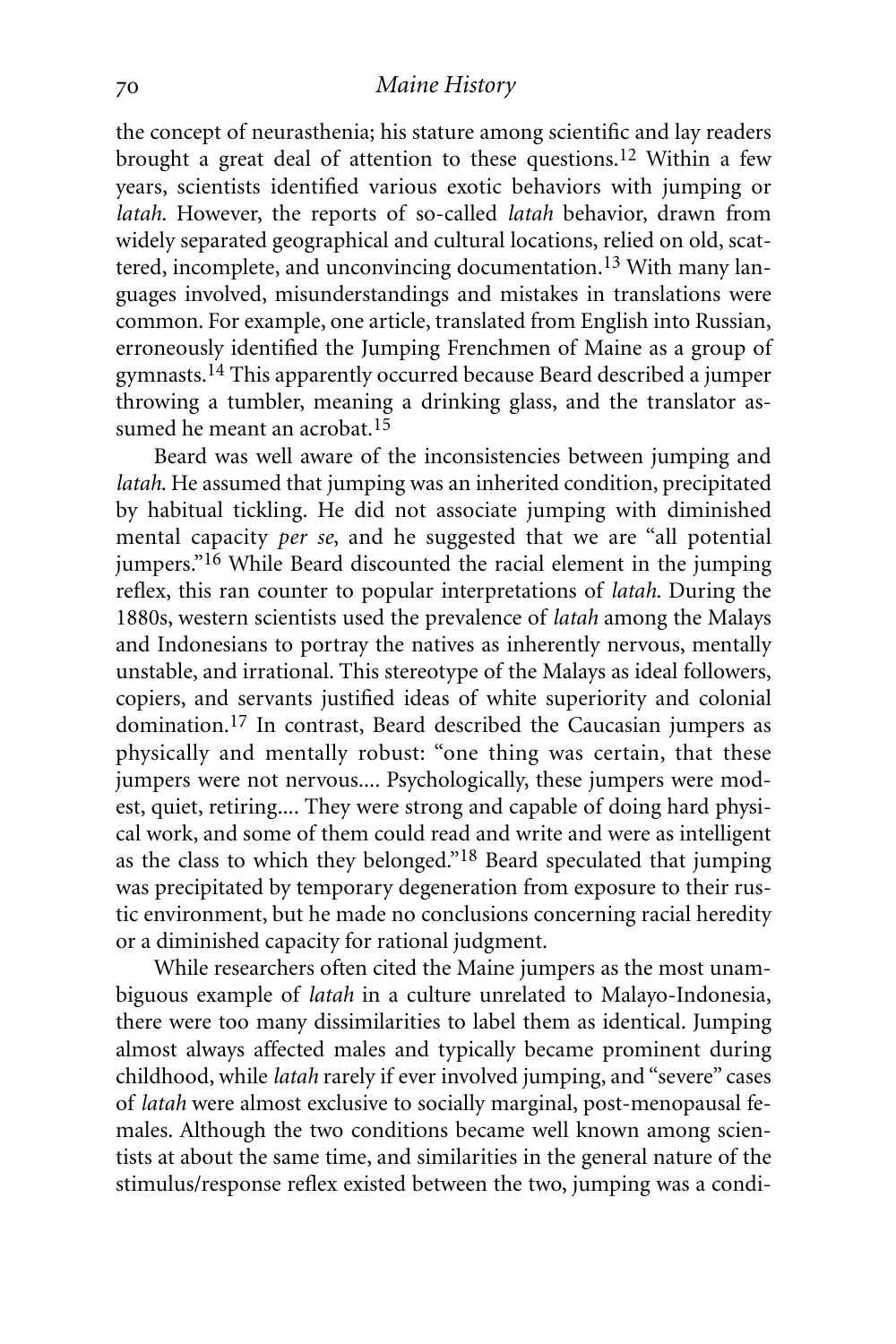the concept of neurasthenia; his stature among scientific and lay readers brought a great deal of attention to these questions.[12] Within a few years, scientists identified various exotic behaviors with jumping or *latah*. However, the reports of so-called *latah* behavior, drawn from widely separated geographical and cultural locations, relied on old, scattered, incomplete, and unconvincing documentation.[13] With many languages involved, misunderstandings and mistakes in translations were common. For example, one article, translated from English into Russian, erroneously identified the Jumping Frenchmen of Maine as a group of gymnasts.[14] This apparently occurred because Beard described a jumper throwing a tumbler, meaning a drinking glass, and the translator assumed he meant an acrobat.[15]

Beard was well aware of the inconsistencies between jumping and *latah*. He assumed that jumping was an inherited condition, precipitated by habitual tickling. He did not associate jumping with diminished mental capacity *per se*, and he suggested that we are "all potential jumpers."[16] While Beard discounted the racial element in the jumping reflex, this ran counter to popular interpretations of *latah*. During the 1880s, western scientists used the prevalence of *latah* among the Malays and Indonesians to portray the natives as inherently nervous, mentally unstable, and irrational. This stereotype of the Malays as ideal followers, copiers, and servants justified ideas of white superiority and colonial domination.[17] In contrast, Beard described the Caucasian jumpers as physically and mentally robust: "one thing was certain, that these jumpers were not nervous.... Psychologically, these jumpers were modest, quiet, retiring.... They were strong and capable of doing hard physical work, and some of them could read and write and were as intelligent as the class to which they belonged."[18] Beard speculated that jumping was precipitated by temporary degeneration from exposure to their rustic environment, but he made no conclusions concerning racial heredity or a diminished capacity for rational judgment.

While researchers often cited the Maine jumpers as the most unambiguous example of *latah* in a culture unrelated to Malayo-Indonesia, there were too many dissimilarities to label them as identical. Jumping almost always affected males and typically became prominent during childhood, while *latah* rarely if ever involved jumping, and "severe" cases of *latah* were almost exclusive to socially marginal, post-menopausal females. Although the two conditions became well known among scientists at about the same time, and similarities in the general nature of the stimulus/response reflex existed between the two, jumping was a condi-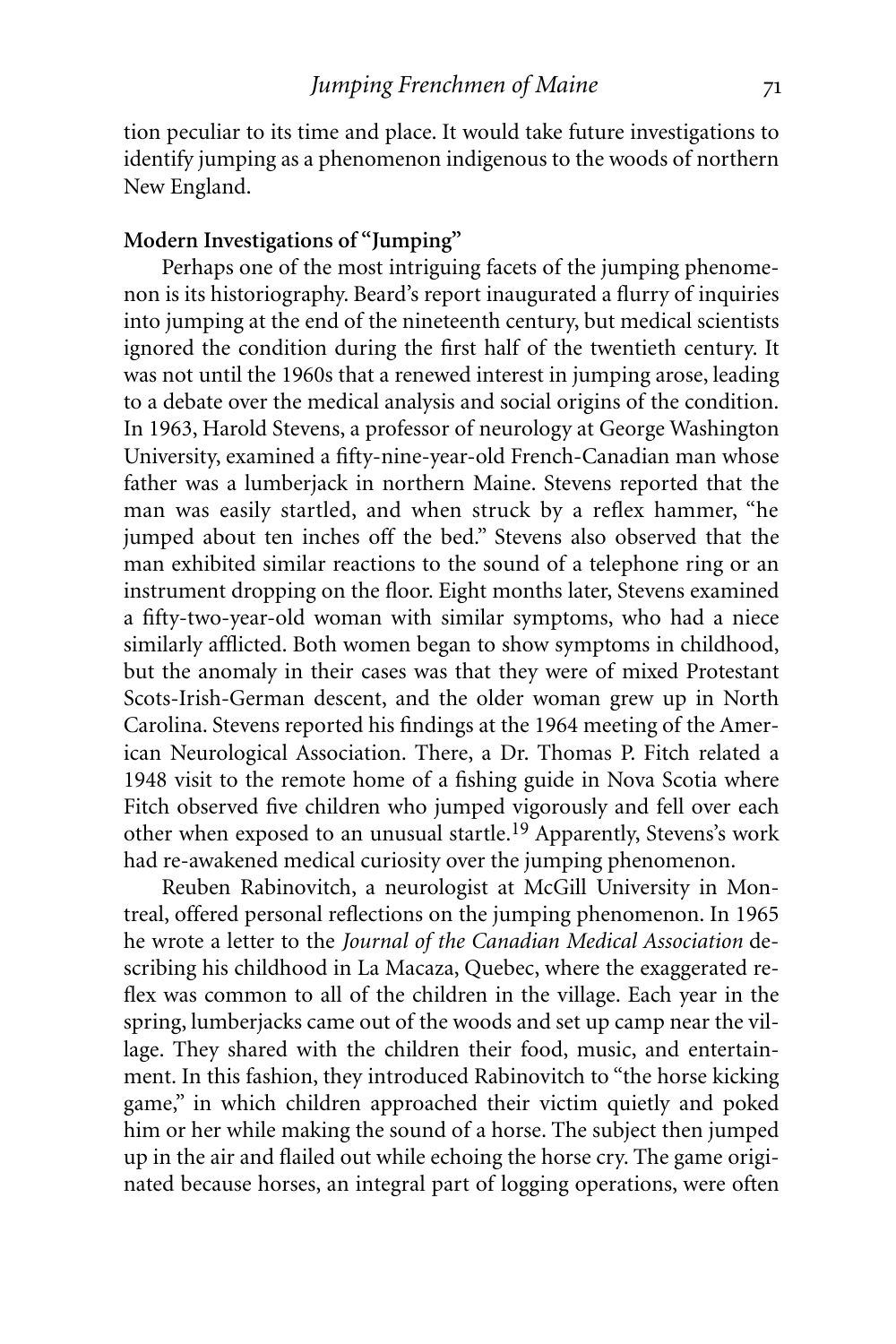tion peculiar to its time and place. It would take future investigations to identify jumping as a phenomenon indigenous to the woods of northern New England.

**Modern Investigations of "Jumping"**

Perhaps one of the most intriguing facets of the jumping phenomenon is its historiography. Beard's report inaugurated a flurry of inquiries into jumping at the end of the nineteenth century, but medical scientists ignored the condition during the first half of the twentieth century. It was not until the 1960s that a renewed interest in jumping arose, leading to a debate over the medical analysis and social origins of the condition. In 1963, Harold Stevens, a professor of neurology at George Washington University, examined a fifty-nine-year-old French-Canadian man whose father was a lumberjack in northern Maine. Stevens reported that the man was easily startled, and when struck by a reflex hammer, "he jumped about ten inches off the bed." Stevens also observed that the man exhibited similar reactions to the sound of a telephone ring or an instrument dropping on the floor. Eight months later, Stevens examined a fifty-two-year-old woman with similar symptoms, who had a niece similarly afflicted. Both women began to show symptoms in childhood, but the anomaly in their cases was that they were of mixed Protestant Scots-Irish-German descent, and the older woman grew up in North Carolina. Stevens reported his findings at the 1964 meeting of the American Neurological Association. There, a Dr. Thomas P. Fitch related a 1948 visit to the remote home of a fishing guide in Nova Scotia where Fitch observed five children who jumped vigorously and fell over each other when exposed to an unusual startle.[19] Apparently, Stevens's work had re-awakened medical curiosity over the jumping phenomenon.

Reuben Rabinovitch, a neurologist at McGill University in Montreal, offered personal reflections on the jumping phenomenon. In 1965 he wrote a letter to the *Journal of the Canadian Medical Association* describing his childhood in La Macaza, Quebec, where the exaggerated reflex was common to all of the children in the village. Each year in the spring, lumberjacks came out of the woods and set up camp near the village. They shared with the children their food, music, and entertainment. In this fashion, they introduced Rabinovitch to "the horse kicking game," in which children approached their victim quietly and poked him or her while making the sound of a horse. The subject then jumped up in the air and flailed out while echoing the horse cry. The game originated because horses, an integral part of logging operations, were often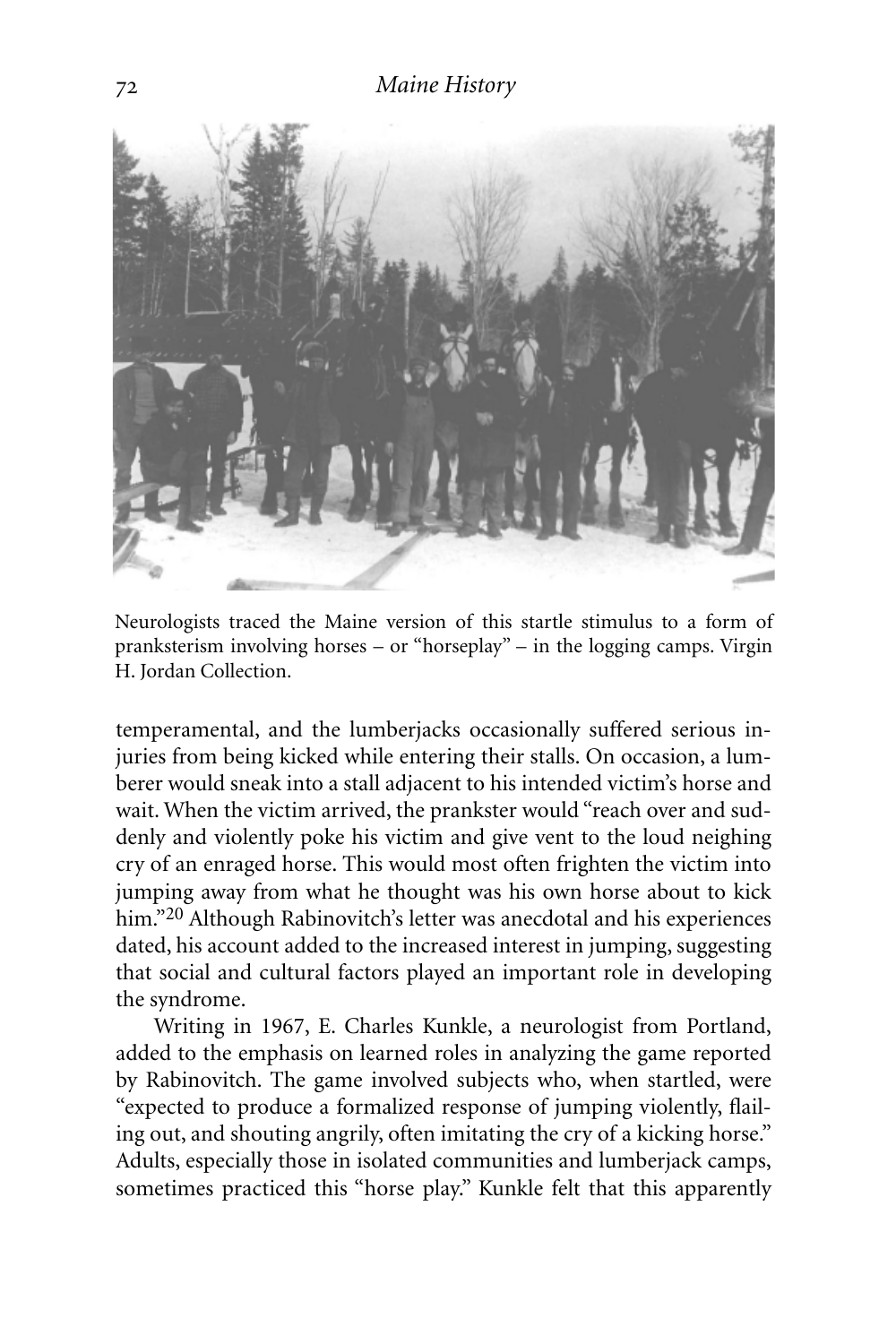Neurologists traced the Maine version of this startle stimulus to a form of pranksterism involving horses – or "horseplay" – in the logging camps. Virgin H. Jordan Collection.

temperamental, and the lumberjacks occasionally suffered serious injuries from being kicked while entering their stalls. On occasion, a lumberer would sneak into a stall adjacent to his intended victim's horse and wait. When the victim arrived, the prankster would "reach over and suddenly and violently poke his victim and give vent to the loud neighing cry of an enraged horse. This would most often frighten the victim into jumping away from what he thought was his own horse about to kick him."[20] Although Rabinovitch's letter was anecdotal and his experiences dated, his account added to the increased interest in jumping, suggesting that social and cultural factors played an important role in developing the syndrome.

Writing in 1967, E. Charles Kunkle, a neurologist from Portland, added to the emphasis on learned roles in analyzing the game reported by Rabinovitch. The game involved subjects who, when startled, were "expected to produce a formalized response of jumping violently, flailing out, and shouting angrily, often imitating the cry of a kicking horse." Adults, especially those in isolated communities and lumberjack camps, sometimes practiced this "horse play." Kunkle felt that this apparently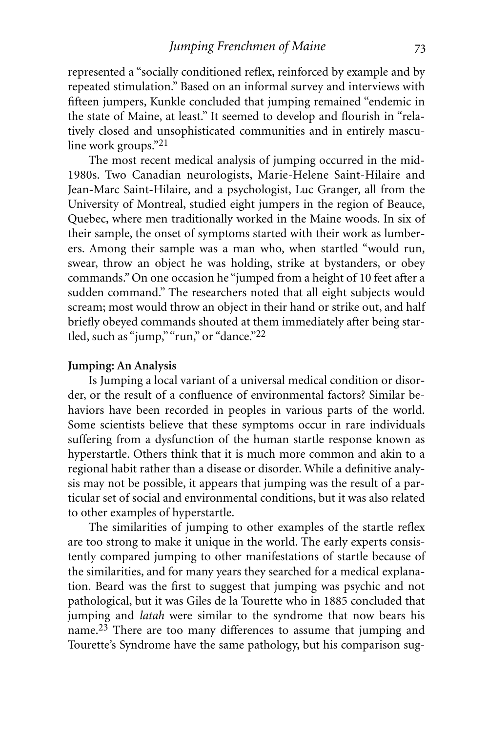represented a "socially conditioned reflex, reinforced by example and by repeated stimulation." Based on an informal survey and interviews with fifteen jumpers, Kunkle concluded that jumping remained "endemic in the state of Maine, at least." It seemed to develop and flourish in "relatively closed and unsophisticated communities and in entirely masculine work groups."[21]

The most recent medical analysis of jumping occurred in the mid-1980s. Two Canadian neurologists, Marie-Helene Saint-Hilaire and Jean-Marc Saint-Hilaire, and a psychologist, Luc Granger, all from the University of Montreal, studied eight jumpers in the region of Beauce, Quebec, where men traditionally worked in the Maine woods. In six of their sample, the onset of symptoms started with their work as lumberers. Among their sample was a man who, when startled "would run, swear, throw an object he was holding, strike at bystanders, or obey commands." On one occasion he "jumped from a height of 10 feet after a sudden command." The researchers noted that all eight subjects would scream; most would throw an object in their hand or strike out, and half briefly obeyed commands shouted at them immediately after being startled, such as "jump," "run," or "dance."[22]

**Jumping: An Analysis**

Is Jumping a local variant of a universal medical condition or disorder, or the result of a confluence of environmental factors? Similar behaviors have been recorded in peoples in various parts of the world. Some scientists believe that these symptoms occur in rare individuals suffering from a dysfunction of the human startle response known as hyperstartle. Others think that it is much more common and akin to a regional habit rather than a disease or disorder. While a definitive analysis may not be possible, it appears that jumping was the result of a particular set of social and environmental conditions, but it was also related to other examples of hyperstartle.

The similarities of jumping to other examples of the startle reflex are too strong to make it unique in the world. The early experts consistently compared jumping to other manifestations of startle because of the similarities, and for many years they searched for a medical explanation. Beard was the first to suggest that jumping was psychic and not pathological, but it was Giles de la Tourette who in 1885 concluded that jumping and *latah* were similar to the syndrome that now bears his name.[23] There are too many differences to assume that jumping and Tourette's Syndrome have the same pathology, but his comparison sug-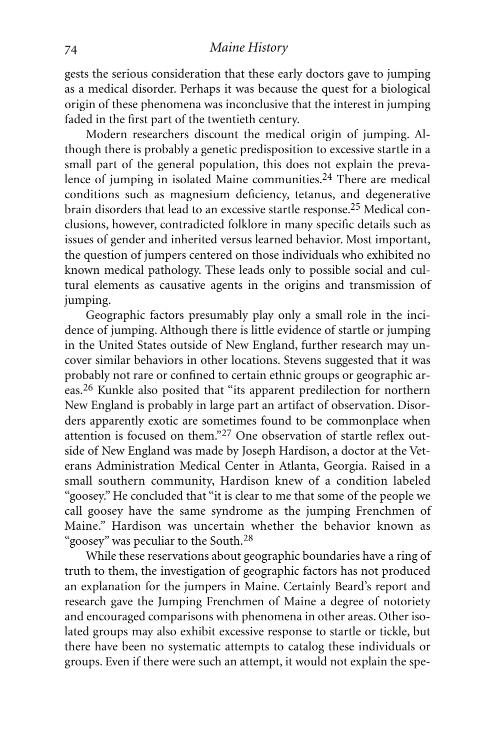gests the serious consideration that these early doctors gave to jumping as a medical disorder. Perhaps it was because the quest for a biological origin of these phenomena was inconclusive that the interest in jumping faded in the first part of the twentieth century.

Modern researchers discount the medical origin of jumping. Although there is probably a genetic predisposition to excessive startle in a small part of the general population, this does not explain the prevalence of jumping in isolated Maine communities.[24] There are medical conditions such as magnesium deficiency, tetanus, and degenerative brain disorders that lead to an excessive startle response.[25] Medical conclusions, however, contradicted folklore in many specific details such as issues of gender and inherited versus learned behavior. Most important, the question of jumpers centered on those individuals who exhibited no known medical pathology. These leads only to possible social and cultural elements as causative agents in the origins and transmission of jumping.

Geographic factors presumably play only a small role in the incidence of jumping. Although there is little evidence of startle or jumping in the United States outside of New England, further research may uncover similar behaviors in other locations. Stevens suggested that it was probably not rare or confined to certain ethnic groups or geographic areas.[26] Kunkle also posited that "its apparent predilection for northern New England is probably in large part an artifact of observation. Disorders apparently exotic are sometimes found to be commonplace when attention is focused on them."[27] One observation of startle reflex outside of New England was made by Joseph Hardison, a doctor at the Veterans Administration Medical Center in Atlanta, Georgia. Raised in a small southern community, Hardison knew of a condition labeled "goosey." He concluded that "it is clear to me that some of the people we call goosey have the same syndrome as the jumping Frenchmen of Maine." Hardison was uncertain whether the behavior known as "goosey" was peculiar to the South.[28]

While these reservations about geographic boundaries have a ring of truth to them, the investigation of geographic factors has not produced an explanation for the jumpers in Maine. Certainly Beard's report and research gave the Jumping Frenchmen of Maine a degree of notoriety and encouraged comparisons with phenomena in other areas. Other isolated groups may also exhibit excessive response to startle or tickle, but there have been no systematic attempts to catalog these individuals or groups. Even if there were such an attempt, it would not explain the spe-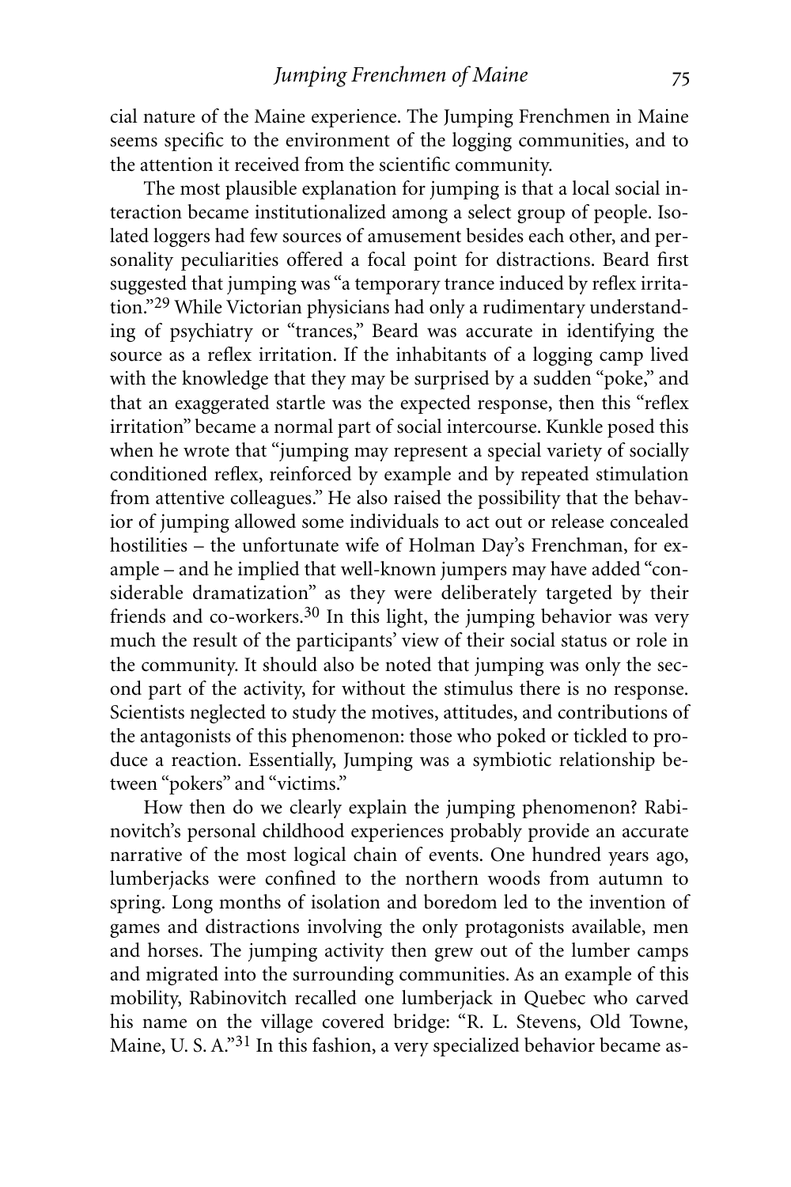cial nature of the Maine experience. The Jumping Frenchmen in Maine seems specific to the environment of the logging communities, and to the attention it received from the scientific community.

The most plausible explanation for jumping is that a local social interaction became institutionalized among a select group of people. Isolated loggers had few sources of amusement besides each other, and personality peculiarities offered a focal point for distractions. Beard first suggested that jumping was "a temporary trance induced by reflex irritation."[29] While Victorian physicians had only a rudimentary understanding of psychiatry or "trances," Beard was accurate in identifying the source as a reflex irritation. If the inhabitants of a logging camp lived with the knowledge that they may be surprised by a sudden "poke," and that an exaggerated startle was the expected response, then this "reflex irritation" became a normal part of social intercourse. Kunkle posed this when he wrote that "jumping may represent a special variety of socially conditioned reflex, reinforced by example and by repeated stimulation from attentive colleagues." He also raised the possibility that the behavior of jumping allowed some individuals to act out or release concealed hostilities – the unfortunate wife of Holman Day's Frenchman, for example – and he implied that well-known jumpers may have added "considerable dramatization" as they were deliberately targeted by their friends and co-workers.[30] In this light, the jumping behavior was very much the result of the participants' view of their social status or role in the community. It should also be noted that jumping was only the second part of the activity, for without the stimulus there is no response. Scientists neglected to study the motives, attitudes, and contributions of the antagonists of this phenomenon: those who poked or tickled to produce a reaction. Essentially, Jumping was a symbiotic relationship between "pokers" and "victims."

How then do we clearly explain the jumping phenomenon? Rabinovitch's personal childhood experiences probably provide an accurate narrative of the most logical chain of events. One hundred years ago, lumberjacks were confined to the northern woods from autumn to spring. Long months of isolation and boredom led to the invention of games and distractions involving the only protagonists available, men and horses. The jumping activity then grew out of the lumber camps and migrated into the surrounding communities. As an example of this mobility, Rabinovitch recalled one lumberjack in Quebec who carved his name on the village covered bridge: "R. L. Stevens, Old Towne, Maine, U. S. A."[31] In this fashion, a very specialized behavior became as-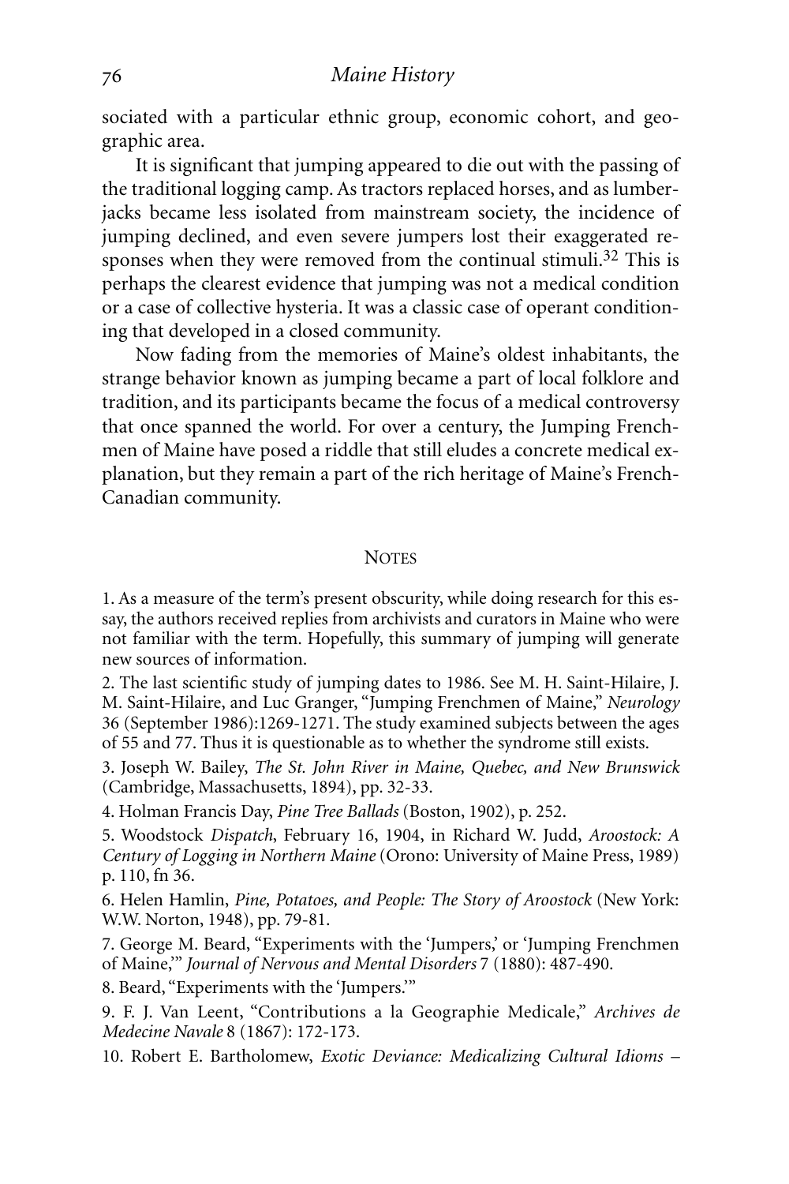sociated with a particular ethnic group, economic cohort, and geographic area.

It is significant that jumping appeared to die out with the passing of the traditional logging camp. As tractors replaced horses, and as lumberjacks became less isolated from mainstream society, the incidence of jumping declined, and even severe jumpers lost their exaggerated responses when they were removed from the continual stimuli.[32] This is perhaps the clearest evidence that jumping was not a medical condition or a case of collective hysteria. It was a classic case of operant conditioning that developed in a closed community.

Now fading from the memories of Maine's oldest inhabitants, the strange behavior known as jumping became a part of local folklore and tradition, and its participants became the focus of a medical controversy that once spanned the world. For over a century, the Jumping Frenchmen of Maine have posed a riddle that still eludes a concrete medical explanation, but they remain a part of the rich heritage of Maine's French-Canadian community.

## Notes

1. As a measure of the term's present obscurity, while doing research for this essay, the authors received replies from archivists and curators in Maine who were not familiar with the term. Hopefully, this summary of jumping will generate new sources of information.

2. The last scientific study of jumping dates to 1986. See M. H. Saint-Hilaire, J. M. Saint-Hilaire, and Luc Granger, "Jumping Frenchmen of Maine," *Neurology* 36 (September 1986):1269-1271. The study examined subjects between the ages of 55 and 77. Thus it is questionable as to whether the syndrome still exists.

3. Joseph W. Bailey, *The St. John River in Maine, Quebec, and New Brunswick* (Cambridge, Massachusetts, 1894), pp. 32-33.

4. Holman Francis Day, *Pine Tree Ballads* (Boston, 1902), p. 252.

5. Woodstock *Dispatch*, February 16, 1904, in Richard W. Judd, *Aroostock: A Century of Logging in Northern Maine* (Orono: University of Maine Press, 1989) p. 110, fn 36.

6. Helen Hamlin, *Pine, Potatoes, and People: The Story of Aroostock* (New York: W.W. Norton, 1948), pp. 79-81.

7. George M. Beard, "Experiments with the 'Jumpers,' or 'Jumping Frenchmen of Maine,'" *Journal of Nervous and Mental Disorders* 7 (1880): 487-490.

8. Beard, "Experiments with the 'Jumpers.'"

9. F. J. Van Leent, "Contributions a la Geographie Medicale," *Archives de Medecine Navale* 8 (1867): 172-173.

10. Robert E. Bartholomew, *Exotic Deviance: Medicalizing Cultural Idioms –*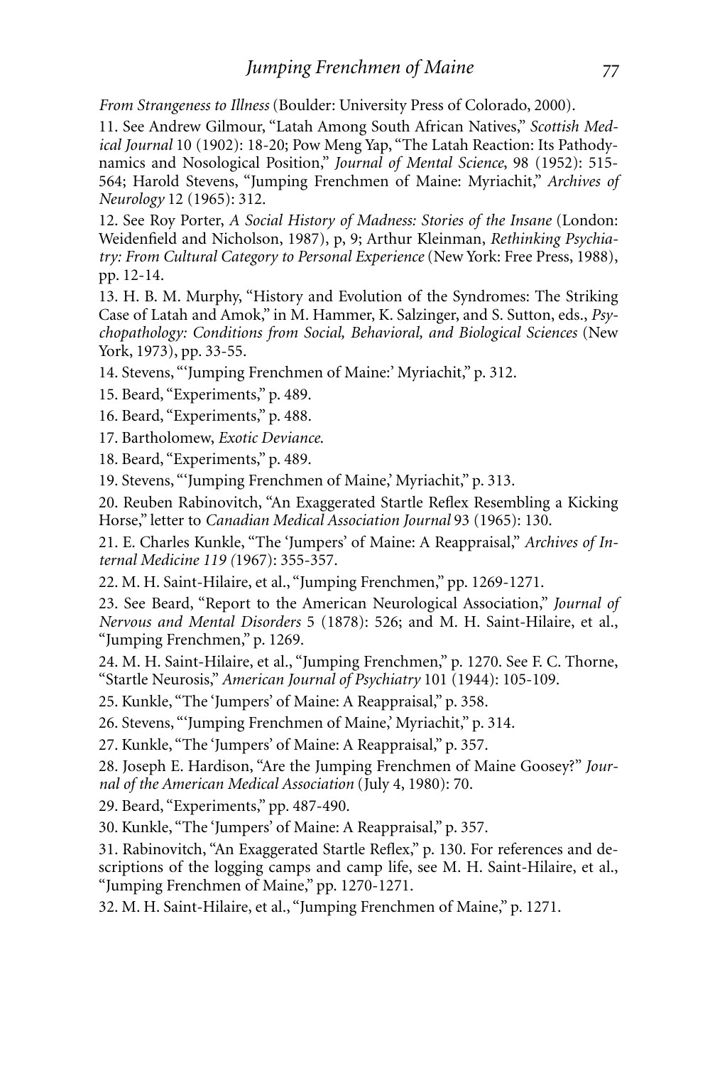*From Strangeness to Illness* (Boulder: University Press of Colorado, 2000).

11. See Andrew Gilmour, "Latah Among South African Natives," *Scottish Medical Journal* 10 (1902): 18-20; Pow Meng Yap, "The Latah Reaction: Its Pathodynamics and Nosological Position," *Journal of Mental Science*, 98 (1952): 515-564; Harold Stevens, "Jumping Frenchmen of Maine: Myriachit," *Archives of Neurology* 12 (1965): 312.

12. See Roy Porter, *A Social History of Madness: Stories of the Insane* (London: Weidenfield and Nicholson, 1987), p, 9; Arthur Kleinman, *Rethinking Psychiatry: From Cultural Category to Personal Experience* (New York: Free Press, 1988), pp. 12-14.

13. H. B. M. Murphy, "History and Evolution of the Syndromes: The Striking Case of Latah and Amok," in M. Hammer, K. Salzinger, and S. Sutton, eds., *Psychopathology: Conditions from Social, Behavioral, and Biological Sciences* (New York, 1973), pp. 33-55.

14. Stevens, "'Jumping Frenchmen of Maine:' Myriachit," p. 312.

15. Beard, "Experiments," p. 489.

16. Beard, "Experiments," p. 488.

17. Bartholomew, *Exotic Deviance*.

18. Beard, "Experiments," p. 489.

19. Stevens, "'Jumping Frenchmen of Maine,' Myriachit," p. 313.

20. Reuben Rabinovitch, "An Exaggerated Startle Reflex Resembling a Kicking Horse," letter to *Canadian Medical Association Journal* 93 (1965): 130.

21. E. Charles Kunkle, "The 'Jumpers' of Maine: A Reappraisal," *Archives of Internal Medicine 119 (*1967): 355-357.

22. M. H. Saint-Hilaire, et al., "Jumping Frenchmen," pp. 1269-1271.

23. See Beard, "Report to the American Neurological Association," *Journal of Nervous and Mental Disorders* 5 (1878): 526; and M. H. Saint-Hilaire, et al., "Jumping Frenchmen," p. 1269.

24. M. H. Saint-Hilaire, et al., "Jumping Frenchmen," p. 1270. See F. C. Thorne, "Startle Neurosis," *American Journal of Psychiatry* 101 (1944): 105-109.

25. Kunkle, "The 'Jumpers' of Maine: A Reappraisal," p. 358.

26. Stevens, "'Jumping Frenchmen of Maine,' Myriachit," p. 314.

27. Kunkle, "The 'Jumpers' of Maine: A Reappraisal," p. 357.

28. Joseph E. Hardison, "Are the Jumping Frenchmen of Maine Goosey?" *Journal of the American Medical Association* (July 4, 1980): 70.

29. Beard, "Experiments," pp. 487-490.

30. Kunkle, "The 'Jumpers' of Maine: A Reappraisal," p. 357.

31. Rabinovitch, "An Exaggerated Startle Reflex," p. 130. For references and descriptions of the logging camps and camp life, see M. H. Saint-Hilaire, et al., "Jumping Frenchmen of Maine," pp. 1270-1271.

32. M. H. Saint-Hilaire, et al., "Jumping Frenchmen of Maine," p. 1271.